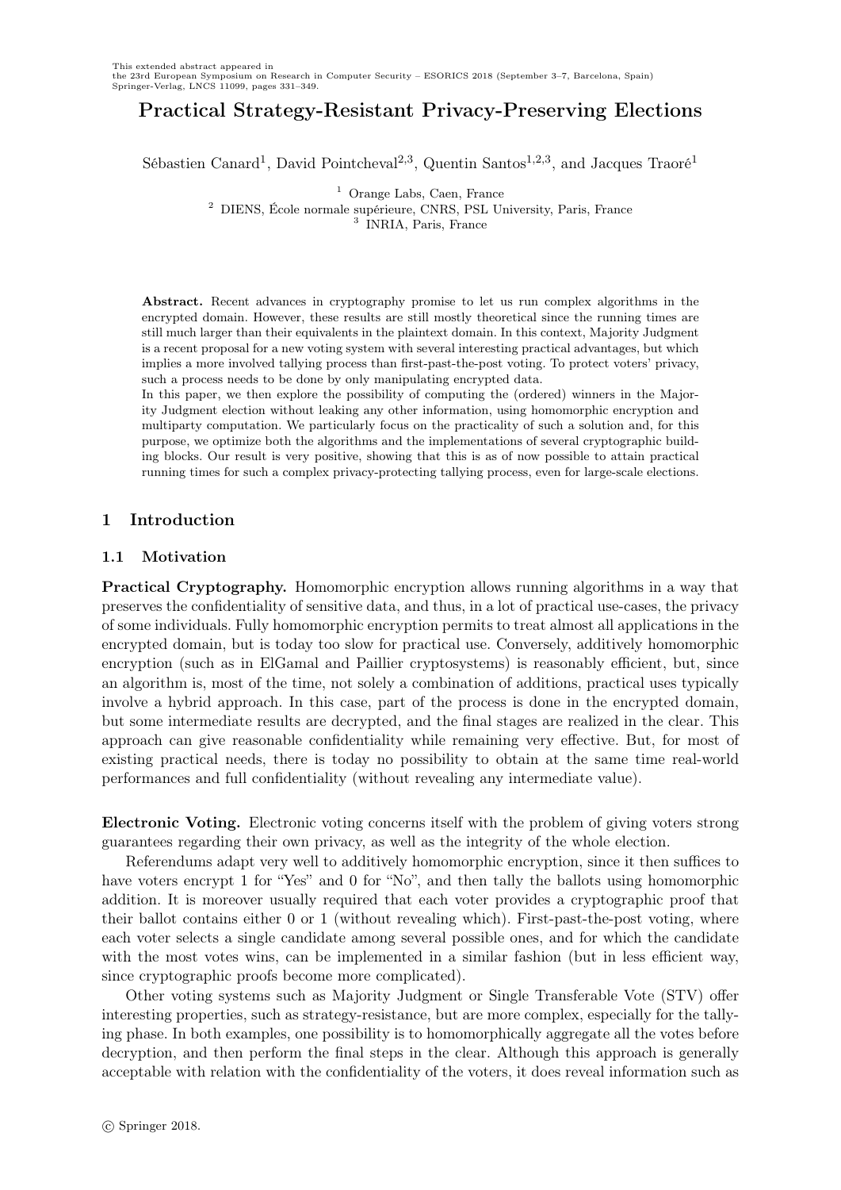This extended abstract appeared in
the 23rd European Symposium on Research in Computer Security – ESORICS 2018 (September 3–7, Barcelona, Spain)
Springer-Verlag, LNCS 11099, pages 331–349.

# Practical Strategy-Resistant Privacy-Preserving Elections

Sébastien Canard[1], David Pointcheval[2,3], Quentin Santos[1,2,3], and Jacques Traoré[1]

[1] Orange Labs, Caen, France
[2] DIENS, École normale supérieure, CNRS, PSL University, Paris, France
[3] INRIA, Paris, France

**Abstract.** Recent advances in cryptography promise to let us run complex algorithms in the encrypted domain. However, these results are still mostly theoretical since the running times are still much larger than their equivalents in the plaintext domain. In this context, Majority Judgment is a recent proposal for a new voting system with several interesting practical advantages, but which implies a more involved tallying process than first-past-the-post voting. To protect voters' privacy, such a process needs to be done by only manipulating encrypted data.

In this paper, we then explore the possibility of computing the (ordered) winners in the Majority Judgment election without leaking any other information, using homomorphic encryption and multiparty computation. We particularly focus on the practicality of such a solution and, for this purpose, we optimize both the algorithms and the implementations of several cryptographic building blocks. Our result is very positive, showing that this is as of now possible to attain practical running times for such a complex privacy-protecting tallying process, even for large-scale elections.

## 1 Introduction

### 1.1 Motivation

**Practical Cryptography.** Homomorphic encryption allows running algorithms in a way that preserves the confidentiality of sensitive data, and thus, in a lot of practical use-cases, the privacy of some individuals. Fully homomorphic encryption permits to treat almost all applications in the encrypted domain, but is today too slow for practical use. Conversely, additively homomorphic encryption (such as in ElGamal and Paillier cryptosystems) is reasonably efficient, but, since an algorithm is, most of the time, not solely a combination of additions, practical uses typically involve a hybrid approach. In this case, part of the process is done in the encrypted domain, but some intermediate results are decrypted, and the final stages are realized in the clear. This approach can give reasonable confidentiality while remaining very effective. But, for most of existing practical needs, there is today no possibility to obtain at the same time real-world performances and full confidentiality (without revealing any intermediate value).

**Electronic Voting.** Electronic voting concerns itself with the problem of giving voters strong guarantees regarding their own privacy, as well as the integrity of the whole election.

Referendums adapt very well to additively homomorphic encryption, since it then suffices to have voters encrypt 1 for "Yes" and 0 for "No", and then tally the ballots using homomorphic addition. It is moreover usually required that each voter provides a cryptographic proof that their ballot contains either 0 or 1 (without revealing which). First-past-the-post voting, where each voter selects a single candidate among several possible ones, and for which the candidate with the most votes wins, can be implemented in a similar fashion (but in less efficient way, since cryptographic proofs become more complicated).

Other voting systems such as Majority Judgment or Single Transferable Vote (STV) offer interesting properties, such as strategy-resistance, but are more complex, especially for the tallying phase. In both examples, one possibility is to homomorphically aggregate all the votes before decryption, and then perform the final steps in the clear. Although this approach is generally acceptable with relation with the confidentiality of the voters, it does reveal information such as

© Springer 2018.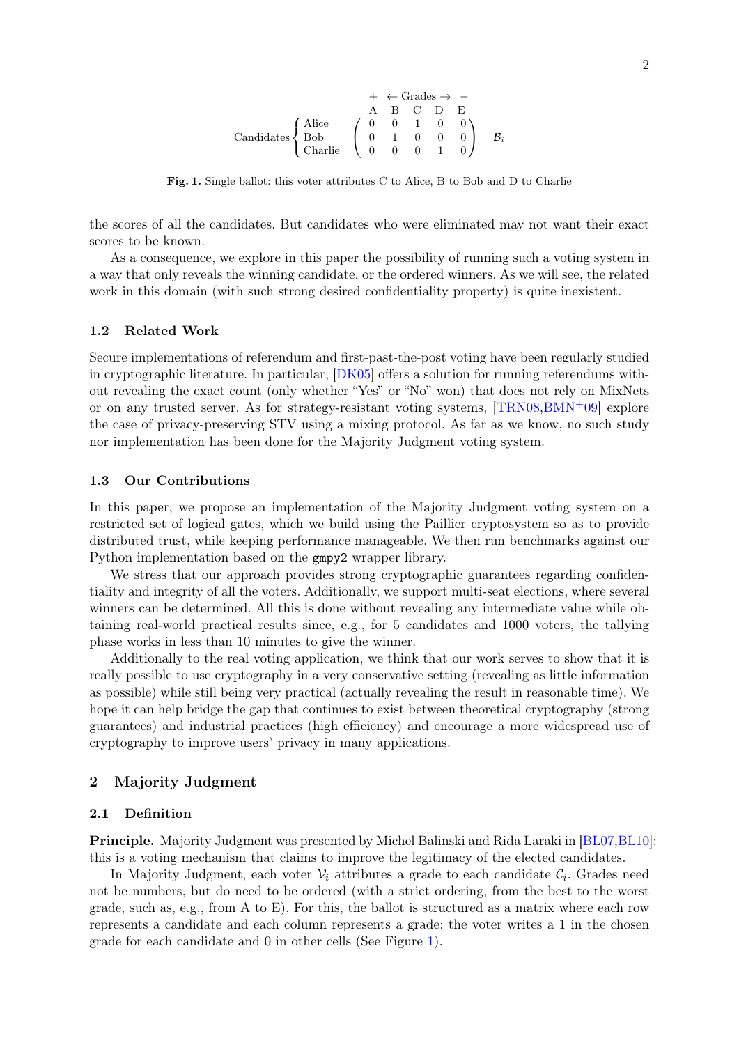$$
\begin{array}{c}
\begin{array}{ccccc} + & \leftarrow & \text{Grades} & \rightarrow & - \\ \text{A} & \text{B} & \text{C} & \text{D} & \text{E} \end{array} \\
\text{Candidates} \left\{ \begin{array}{l} \text{Alice} \\ \text{Bob} \\ \text{Charlie} \end{array} \right. \begin{pmatrix} 0 & 0 & 1 & 0 & 0 \\ 0 & 1 & 0 & 0 & 0 \\ 0 & 0 & 0 & 1 & 0 \end{pmatrix} = \mathcal{B}_i
\end{array}
$$

**Fig. 1.** Single ballot: this voter attributes C to Alice, B to Bob and D to Charlie

the scores of all the candidates. But candidates who were eliminated may not want their exact scores to be known.

As a consequence, we explore in this paper the possibility of running such a voting system in a way that only reveals the winning candidate, or the ordered winners. As we will see, the related work in this domain (with such strong desired confidentiality property) is quite inexistent.

### 1.2 Related Work

Secure implementations of referendum and first-past-the-post voting have been regularly studied in cryptographic literature. In particular, [DK05] offers a solution for running referendums without revealing the exact count (only whether "Yes" or "No" won) that does not rely on MixNets or on any trusted server. As for strategy-resistant voting systems, [TRN08,BMN+09] explore the case of privacy-preserving STV using a mixing protocol. As far as we know, no such study nor implementation has been done for the Majority Judgment voting system.

### 1.3 Our Contributions

In this paper, we propose an implementation of the Majority Judgment voting system on a restricted set of logical gates, which we build using the Paillier cryptosystem so as to provide distributed trust, while keeping performance manageable. We then run benchmarks against our Python implementation based on the `gmpy2` wrapper library.

We stress that our approach provides strong cryptographic guarantees regarding confidentiality and integrity of all the voters. Additionally, we support multi-seat elections, where several winners can be determined. All this is done without revealing any intermediate value while obtaining real-world practical results since, e.g., for 5 candidates and 1000 voters, the tallying phase works in less than 10 minutes to give the winner.

Additionally to the real voting application, we think that our work serves to show that it is really possible to use cryptography in a very conservative setting (revealing as little information as possible) while still being very practical (actually revealing the result in reasonable time). We hope it can help bridge the gap that continues to exist between theoretical cryptography (strong guarantees) and industrial practices (high efficiency) and encourage a more widespread use of cryptography to improve users' privacy in many applications.

## 2 Majority Judgment

### 2.1 Definition

**Principle.** Majority Judgment was presented by Michel Balinski and Rida Laraki in [BL07,BL10]: this is a voting mechanism that claims to improve the legitimacy of the elected candidates.

In Majority Judgment, each voter $\mathcal{V}_i$ attributes a grade to each candidate $\mathcal{C}_i$. Grades need not be numbers, but do need to be ordered (with a strict ordering, from the best to the worst grade, such as, e.g., from A to E). For this, the ballot is structured as a matrix where each row represents a candidate and each column represents a grade; the voter writes a 1 in the chosen grade for each candidate and 0 in other cells (See Figure 1).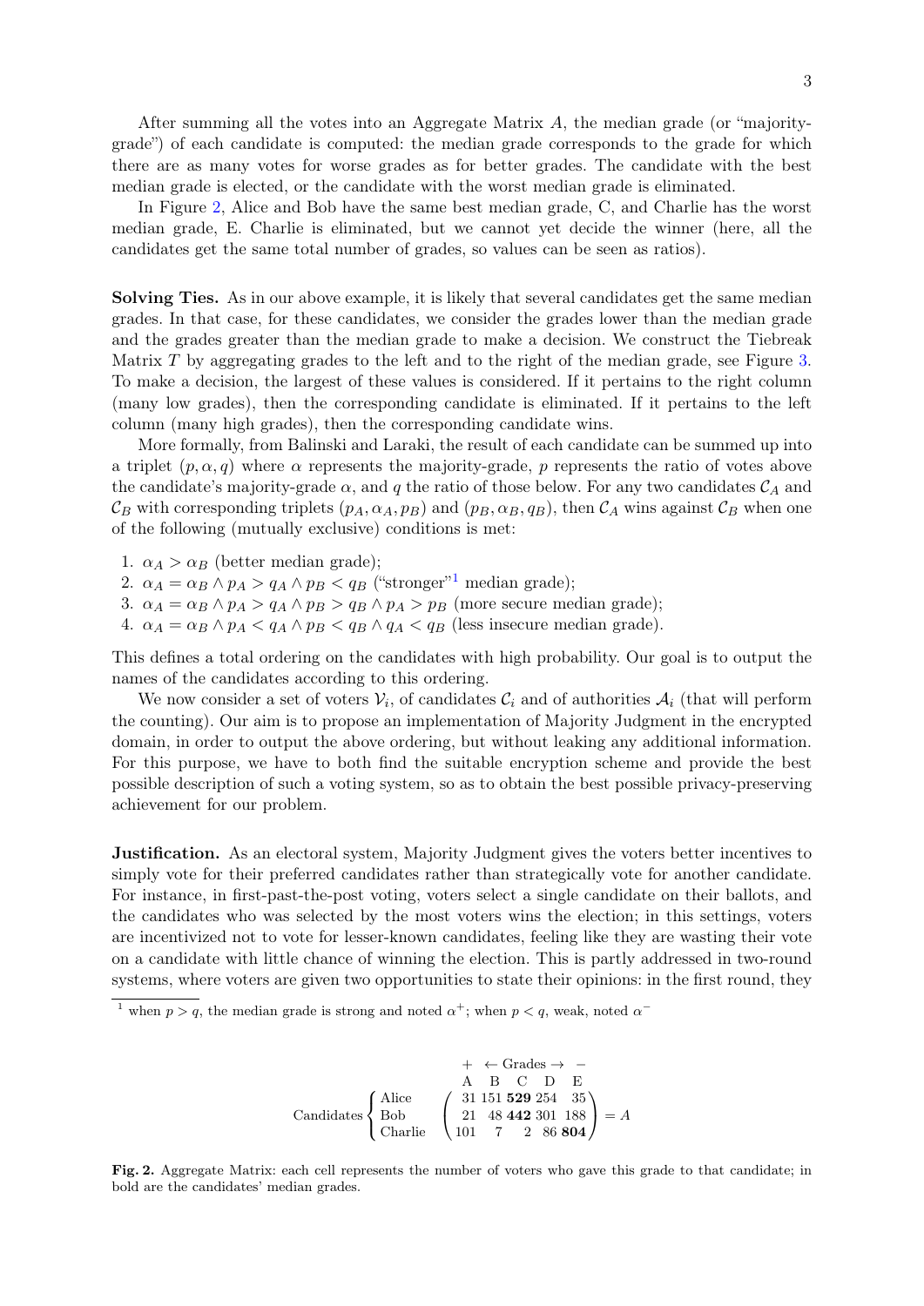After summing all the votes into an Aggregate Matrix $A$, the median grade (or "majority-grade") of each candidate is computed: the median grade corresponds to the grade for which there are as many votes for worse grades as for better grades. The candidate with the best median grade is elected, or the candidate with the worst median grade is eliminated.

In Figure 2, Alice and Bob have the same best median grade, C, and Charlie has the worst median grade, E. Charlie is eliminated, but we cannot yet decide the winner (here, all the candidates get the same total number of grades, so values can be seen as ratios).

**Solving Ties.** As in our above example, it is likely that several candidates get the same median grades. In that case, for these candidates, we consider the grades lower than the median grade and the grades greater than the median grade to make a decision. We construct the Tiebreak Matrix $T$ by aggregating grades to the left and to the right of the median grade, see Figure 3. To make a decision, the largest of these values is considered. If it pertains to the right column (many low grades), then the corresponding candidate is eliminated. If it pertains to the left column (many high grades), then the corresponding candidate wins.

More formally, from Balinski and Laraki, the result of each candidate can be summed up into a triplet $(p, \alpha, q)$ where $\alpha$ represents the majority-grade, $p$ represents the ratio of votes above the candidate's majority-grade $\alpha$, and $q$ the ratio of those below. For any two candidates $\mathcal{C}_A$ and $\mathcal{C}_B$ with corresponding triplets $(p_A, \alpha_A, p_B)$ and $(p_B, \alpha_B, q_B)$, then $\mathcal{C}_A$ wins against $\mathcal{C}_B$ when one of the following (mutually exclusive) conditions is met:

1. $\alpha_A > \alpha_B$ (better median grade);
2. $\alpha_A = \alpha_B \wedge p_A > q_A \wedge p_B < q_B$ ("stronger"[1] median grade);
3. $\alpha_A = \alpha_B \wedge p_A > q_A \wedge p_B > q_B \wedge p_A > p_B$ (more secure median grade);
4. $\alpha_A = \alpha_B \wedge p_A < q_A \wedge p_B < q_B \wedge q_A < q_B$ (less insecure median grade).

This defines a total ordering on the candidates with high probability. Our goal is to output the names of the candidates according to this ordering.

We now consider a set of voters $\mathcal{V}_i$, of candidates $\mathcal{C}_i$ and of authorities $\mathcal{A}_i$ (that will perform the counting). Our aim is to propose an implementation of Majority Judgment in the encrypted domain, in order to output the above ordering, but without leaking any additional information. For this purpose, we have to both find the suitable encryption scheme and provide the best possible description of such a voting system, so as to obtain the best possible privacy-preserving achievement for our problem.

**Justification.** As an electoral system, Majority Judgment gives the voters better incentives to simply vote for their preferred candidates rather than strategically vote for another candidate. For instance, in first-past-the-post voting, voters select a single candidate on their ballots, and the candidates who was selected by the most voters wins the election; in this settings, voters are incentivized not to vote for lesser-known candidates, feeling like they are wasting their vote on a candidate with little chance of winning the election. This is partly addressed in two-round systems, where voters are given two opportunities to state their opinions: in the first round, they

[1] when $p > q$, the median grade is strong and noted $\alpha^+$; when $p < q$, weak, noted $\alpha^-$

$$
\begin{array}{c}
\quad\quad\quad\quad\quad\quad\quad + \;\; \leftarrow \text{Grades} \rightarrow \;\; - \\
\quad\quad\quad\quad\quad\quad\quad \text{A} \quad \text{B} \quad \text{C} \quad \text{D} \quad \text{E}
\end{array}
$$

$$
\text{Candidates} \begin{cases} \text{Alice} \\ \text{Bob} \\ \text{Charlie} \end{cases}
\begin{pmatrix}
31 & 151 & \mathbf{529} & 254 & 35 \\
21 & 48 & \mathbf{442} & 301 & 188 \\
101 & 7 & 2 & 86 & \mathbf{804}
\end{pmatrix} = A
$$

**Fig. 2.** Aggregate Matrix: each cell represents the number of voters who gave this grade to that candidate; in bold are the candidates' median grades.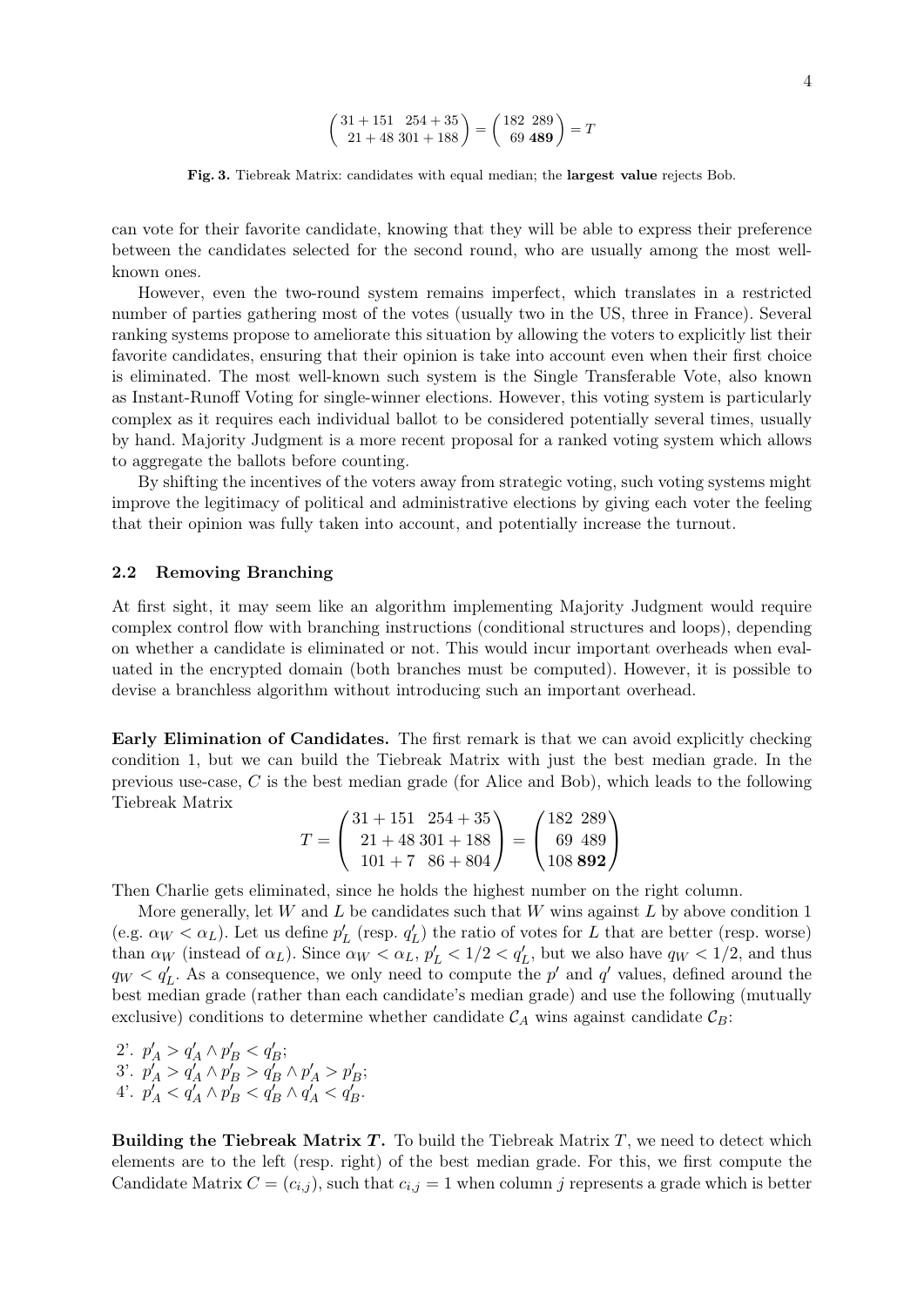$$\begin{pmatrix} 31+151 & 254+35 \\ 21+48 & 301+188 \end{pmatrix} = \begin{pmatrix} 182 & 289 \\ 69 & \mathbf{489} \end{pmatrix} = T$$

**Fig. 3.** Tiebreak Matrix: candidates with equal median; the **largest value** rejects Bob.

can vote for their favorite candidate, knowing that they will be able to express their preference between the candidates selected for the second round, who are usually among the most well-known ones.

However, even the two-round system remains imperfect, which translates in a restricted number of parties gathering most of the votes (usually two in the US, three in France). Several ranking systems propose to ameliorate this situation by allowing the voters to explicitly list their favorite candidates, ensuring that their opinion is take into account even when their first choice is eliminated. The most well-known such system is the Single Transferable Vote, also known as Instant-Runoff Voting for single-winner elections. However, this voting system is particularly complex as it requires each individual ballot to be considered potentially several times, usually by hand. Majority Judgment is a more recent proposal for a ranked voting system which allows to aggregate the ballots before counting.

By shifting the incentives of the voters away from strategic voting, such voting systems might improve the legitimacy of political and administrative elections by giving each voter the feeling that their opinion was fully taken into account, and potentially increase the turnout.

### 2.2 Removing Branching

At first sight, it may seem like an algorithm implementing Majority Judgment would require complex control flow with branching instructions (conditional structures and loops), depending on whether a candidate is eliminated or not. This would incur important overheads when evaluated in the encrypted domain (both branches must be computed). However, it is possible to devise a branchless algorithm without introducing such an important overhead.

**Early Elimination of Candidates.** The first remark is that we can avoid explicitly checking condition 1, but we can build the Tiebreak Matrix with just the best median grade. In the previous use-case, $C$ is the best median grade (for Alice and Bob), which leads to the following Tiebreak Matrix

$$T = \begin{pmatrix} 31+151 & 254+35 \\ 21+48 & 301+188 \\ 101+7 & 86+804 \end{pmatrix} = \begin{pmatrix} 182 & 289 \\ 69 & 489 \\ 108 & \mathbf{892} \end{pmatrix}$$

Then Charlie gets eliminated, since he holds the highest number on the right column.

More generally, let $W$ and $L$ be candidates such that $W$ wins against $L$ by above condition 1 (e.g. $\alpha_W < \alpha_L$). Let us define $p'_L$ (resp. $q'_L$) the ratio of votes for $L$ that are better (resp. worse) than $\alpha_W$ (instead of $\alpha_L$). Since $\alpha_W < \alpha_L$, $p'_L < 1/2 < q'_L$, but we also have $q_W < 1/2$, and thus $q_W < q'_L$. As a consequence, we only need to compute the $p'$ and $q'$ values, defined around the best median grade (rather than each candidate's median grade) and use the following (mutually exclusive) conditions to determine whether candidate $\mathcal{C}_A$ wins against candidate $\mathcal{C}_B$:

2'. $p'_A > q'_A \wedge p'_B < q'_B$;
3'. $p'_A > q'_A \wedge p'_B > q'_B \wedge p'_A > p'_B$;
4'. $p'_A < q'_A \wedge p'_B < q'_B \wedge q'_A < q'_B$.

**Building the Tiebreak Matrix $T$.** To build the Tiebreak Matrix $T$, we need to detect which elements are to the left (resp. right) of the best median grade. For this, we first compute the Candidate Matrix $C = (c_{i,j})$, such that $c_{i,j} = 1$ when column $j$ represents a grade which is better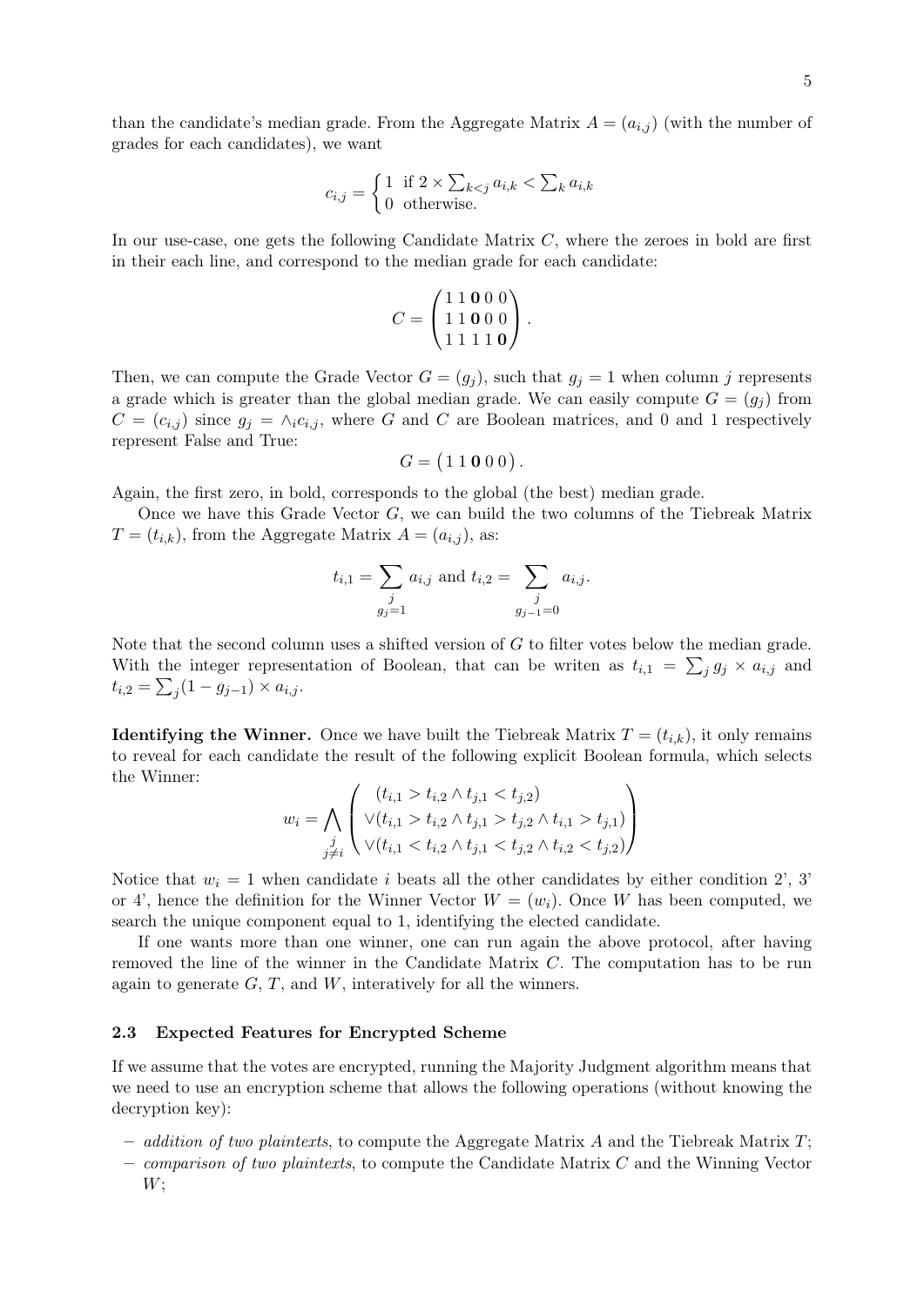than the candidate's median grade. From the Aggregate Matrix $A = (a_{i,j})$ (with the number of grades for each candidates), we want

$$c_{i,j} = \begin{cases} 1 & \text{if } 2 \times \sum_{k<j} a_{i,k} < \sum_k a_{i,k} \\ 0 & \text{otherwise.} \end{cases}$$

In our use-case, one gets the following Candidate Matrix $C$, where the zeroes in bold are first in their each line, and correspond to the median grade for each candidate:

$$C = \begin{pmatrix} 1 & 1 & \mathbf{0} & 0 & 0 \\ 1 & 1 & \mathbf{0} & 0 & 0 \\ 1 & 1 & 1 & 1 & \mathbf{0} \end{pmatrix}.$$

Then, we can compute the Grade Vector $G = (g_j)$, such that $g_j = 1$ when column $j$ represents a grade which is greater than the global median grade. We can easily compute $G = (g_j)$ from $C = (c_{i,j})$ since $g_j = \wedge_i c_{i,j}$, where $G$ and $C$ are Boolean matrices, and 0 and 1 respectively represent False and True:

$$G = \begin{pmatrix} 1 & 1 & \mathbf{0} & 0 & 0 \end{pmatrix}.$$

Again, the first zero, in bold, corresponds to the global (the best) median grade.

Once we have this Grade Vector $G$, we can build the two columns of the Tiebreak Matrix $T = (t_{i,k})$, from the Aggregate Matrix $A = (a_{i,j})$, as:

$$t_{i,1} = \sum_{\substack{j \\ g_j = 1}} a_{i,j} \text{ and } t_{i,2} = \sum_{\substack{j \\ g_{j-1} = 0}} a_{i,j}.$$

Note that the second column uses a shifted version of $G$ to filter votes below the median grade. With the integer representation of Boolean, that can be writen as $t_{i,1} = \sum_j g_j \times a_{i,j}$ and $t_{i,2} = \sum_j (1 - g_{j-1}) \times a_{i,j}$.

**Identifying the Winner.** Once we have built the Tiebreak Matrix $T = (t_{i,k})$, it only remains to reveal for each candidate the result of the following explicit Boolean formula, which selects the Winner:

$$w_i = \bigwedge_{\substack{j \\ j \neq i}} \begin{pmatrix} (t_{i,1} > t_{i,2} \wedge t_{j,1} < t_{j,2}) \\ \vee (t_{i,1} > t_{i,2} \wedge t_{j,1} > t_{j,2} \wedge t_{i,1} > t_{j,1}) \\ \vee (t_{i,1} < t_{i,2} \wedge t_{j,1} < t_{j,2} \wedge t_{i,2} < t_{j,2}) \end{pmatrix}$$

Notice that $w_i = 1$ when candidate $i$ beats all the other candidates by either condition 2', 3' or 4', hence the definition for the Winner Vector $W = (w_i)$. Once $W$ has been computed, we search the unique component equal to 1, identifying the elected candidate.

If one wants more than one winner, one can run again the above protocol, after having removed the line of the winner in the Candidate Matrix $C$. The computation has to be run again to generate $G$, $T$, and $W$, interatively for all the winners.

### 2.3 Expected Features for Encrypted Scheme

If we assume that the votes are encrypted, running the Majority Judgment algorithm means that we need to use an encryption scheme that allows the following operations (without knowing the decryption key):

- *addition of two plaintexts*, to compute the Aggregate Matrix $A$ and the Tiebreak Matrix $T$;
- *comparison of two plaintexts*, to compute the Candidate Matrix $C$ and the Winning Vector $W$;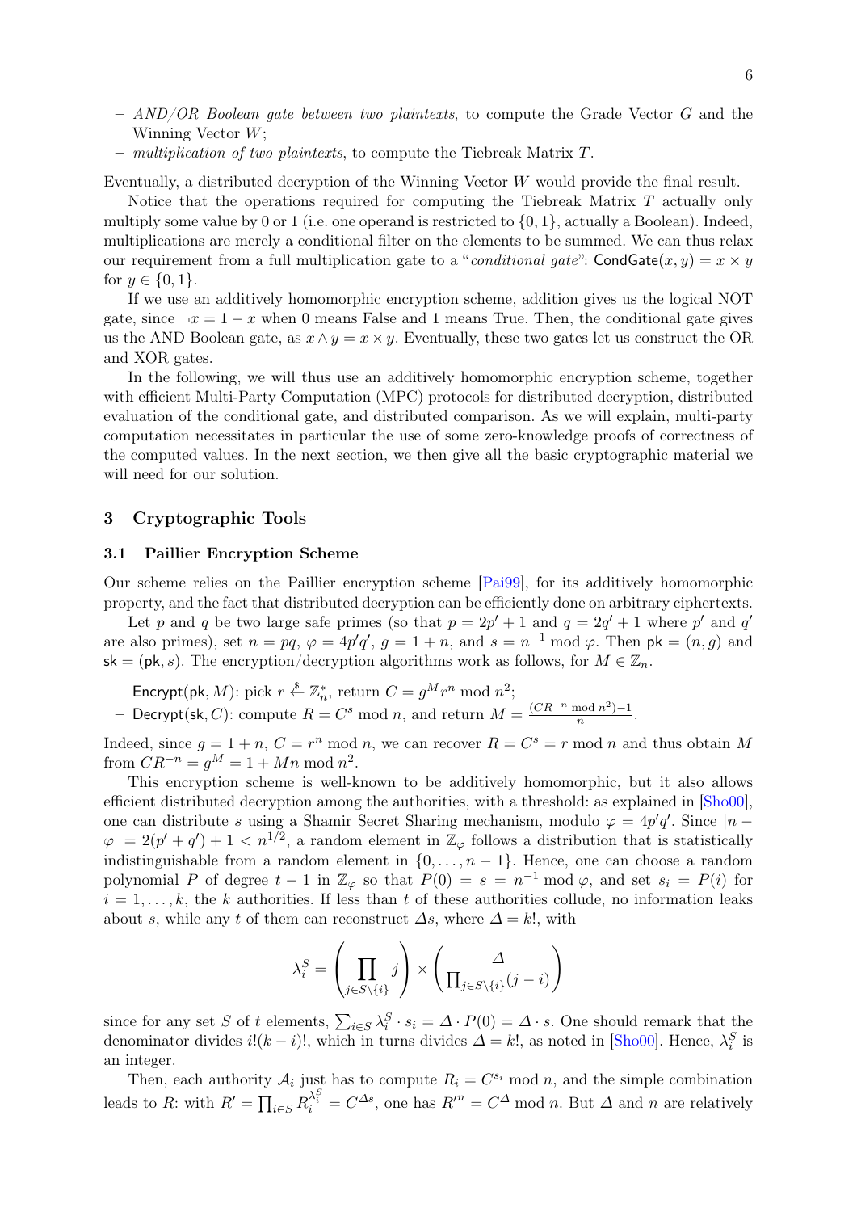- *AND/OR Boolean gate between two plaintexts*, to compute the Grade Vector $G$ and the Winning Vector $W$;
- *multiplication of two plaintexts*, to compute the Tiebreak Matrix $T$.

Eventually, a distributed decryption of the Winning Vector $W$ would provide the final result.

Notice that the operations required for computing the Tiebreak Matrix $T$ actually only multiply some value by 0 or 1 (i.e. one operand is restricted to $\{0, 1\}$, actually a Boolean). Indeed, multiplications are merely a conditional filter on the elements to be summed. We can thus relax our requirement from a full multiplication gate to a "*conditional gate*": $\mathsf{CondGate}(x, y) = x \times y$ for $y \in \{0, 1\}$.

If we use an additively homomorphic encryption scheme, addition gives us the logical NOT gate, since $\neg x = 1 - x$ when 0 means False and 1 means True. Then, the conditional gate gives us the AND Boolean gate, as $x \wedge y = x \times y$. Eventually, these two gates let us construct the OR and XOR gates.

In the following, we will thus use an additively homomorphic encryption scheme, together with efficient Multi-Party Computation (MPC) protocols for distributed decryption, distributed evaluation of the conditional gate, and distributed comparison. As we will explain, multi-party computation necessitates in particular the use of some zero-knowledge proofs of correctness of the computed values. In the next section, we then give all the basic cryptographic material we will need for our solution.

## 3 Cryptographic Tools

### 3.1 Paillier Encryption Scheme

Our scheme relies on the Paillier encryption scheme [Pai99], for its additively homomorphic property, and the fact that distributed decryption can be efficiently done on arbitrary ciphertexts.

Let $p$ and $q$ be two large safe primes (so that $p = 2p' + 1$ and $q = 2q' + 1$ where $p'$ and $q'$ are also primes), set $n = pq$, $\varphi = 4p'q'$, $g = 1 + n$, and $s = n^{-1} \bmod \varphi$. Then $\mathsf{pk} = (n, g)$ and $\mathsf{sk} = (\mathsf{pk}, s)$. The encryption/decryption algorithms work as follows, for $M \in \mathbb{Z}_n$.

- $\mathsf{Encrypt}(\mathsf{pk}, M)$: pick $r \xleftarrow{\$} \mathbb{Z}_n^*$, return $C = g^M r^n \bmod n^2$;
- $\mathsf{Decrypt}(\mathsf{sk}, C)$: compute $R = C^s \bmod n$, and return $M = \frac{(CR^{-n} \bmod n^2) - 1}{n}$.

Indeed, since $g = 1 + n$, $C = r^n \bmod n$, we can recover $R = C^s = r \bmod n$ and thus obtain $M$ from $CR^{-n} = g^M = 1 + Mn \bmod n^2$.

This encryption scheme is well-known to be additively homomorphic, but it also allows efficient distributed decryption among the authorities, with a threshold: as explained in [Sho00], one can distribute $s$ using a Shamir Secret Sharing mechanism, modulo $\varphi = 4p'q'$. Since $|n - \varphi| = 2(p' + q') + 1 < n^{1/2}$, a random element in $\mathbb{Z}_\varphi$ follows a distribution that is statistically indistinguishable from a random element in $\{0, \ldots, n - 1\}$. Hence, one can choose a random polynomial $P$ of degree $t - 1$ in $\mathbb{Z}_\varphi$ so that $P(0) = s = n^{-1} \bmod \varphi$, and set $s_i = P(i)$ for $i = 1, \ldots, k$, the $k$ authorities. If less than $t$ of these authorities collude, no information leaks about $s$, while any $t$ of them can reconstruct $\Delta s$, where $\Delta = k!$, with

$$\lambda_i^S = \left( \prod_{j \in S \setminus \{i\}} j \right) \times \left( \frac{\Delta}{\prod_{j \in S \setminus \{i\}} (j - i)} \right)$$

since for any set $S$ of $t$ elements, $\sum_{i \in S} \lambda_i^S \cdot s_i = \Delta \cdot P(0) = \Delta \cdot s$. One should remark that the denominator divides $i!(k - i)!$, which in turns divides $\Delta = k!$, as noted in [Sho00]. Hence, $\lambda_i^S$ is an integer.

Then, each authority $\mathcal{A}_i$ just has to compute $R_i = C^{s_i} \bmod n$, and the simple combination leads to $R$: with $R' = \prod_{i \in S} R_i^{\lambda_i^S} = C^{\Delta s}$, one has $R'^n = C^\Delta \bmod n$. But $\Delta$ and $n$ are relatively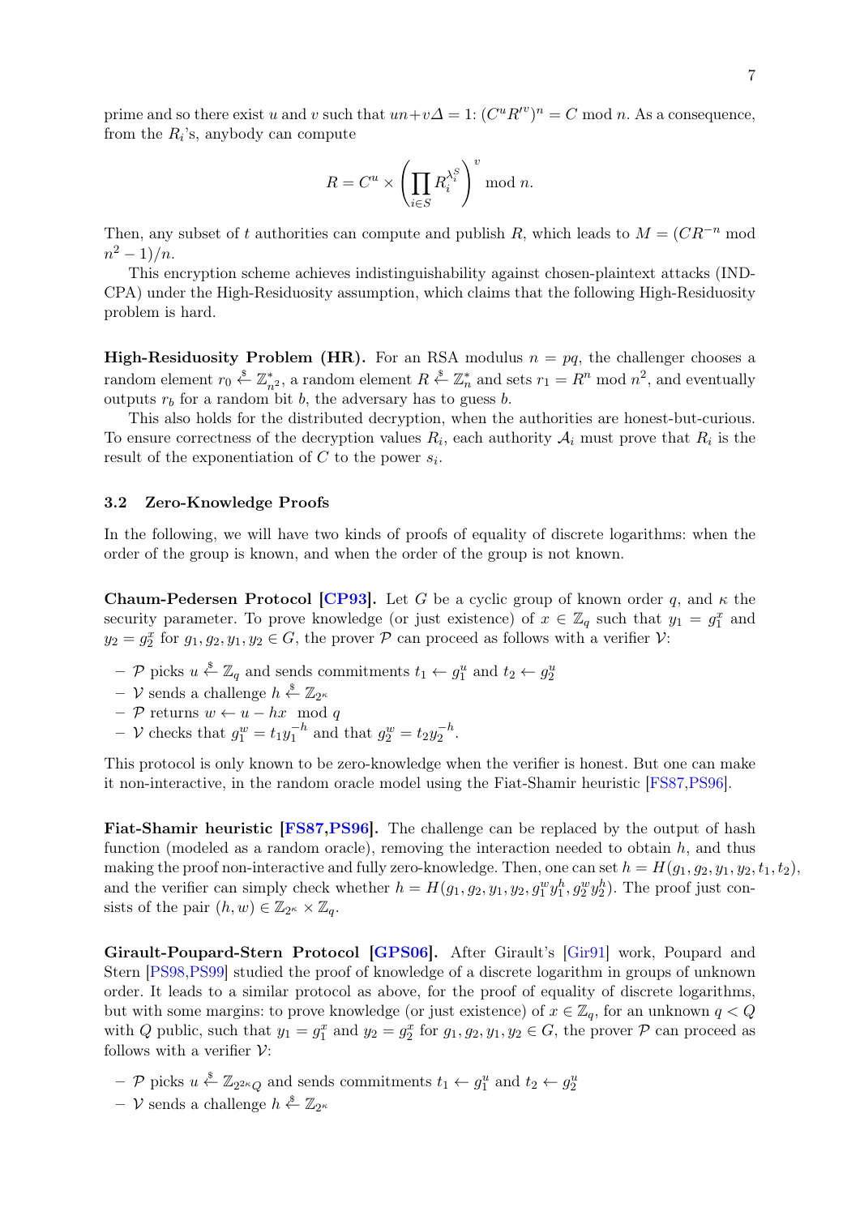prime and so there exist $u$ and $v$ such that $un + v\Delta = 1$: $(C^u R'^v)^n = C \bmod n$. As a consequence, from the $R_i$'s, anybody can compute

$$R = C^u \times \left( \prod_{i \in S} R_i^{\lambda_i^S} \right)^v \bmod n.$$

Then, any subset of $t$ authorities can compute and publish $R$, which leads to $M = (CR^{-n} \bmod n^2 - 1)/n$.

This encryption scheme achieves indistinguishability against chosen-plaintext attacks (IND-CPA) under the High-Residuosity assumption, which claims that the following High-Residuosity problem is hard.

**High-Residuosity Problem (HR).** For an RSA modulus $n = pq$, the challenger chooses a random element $r_0 \overset{\$}{\leftarrow} \mathbb{Z}_{n^2}^*$, a random element $R \overset{\$}{\leftarrow} \mathbb{Z}_n^*$ and sets $r_1 = R^n \bmod n^2$, and eventually outputs $r_b$ for a random bit $b$, the adversary has to guess $b$.

This also holds for the distributed decryption, when the authorities are honest-but-curious. To ensure correctness of the decryption values $R_i$, each authority $\mathcal{A}_i$ must prove that $R_i$ is the result of the exponentiation of $C$ to the power $s_i$.

### 3.2 Zero-Knowledge Proofs

In the following, we will have two kinds of proofs of equality of discrete logarithms: when the order of the group is known, and when the order of the group is not known.

**Chaum-Pedersen Protocol [CP93].** Let $G$ be a cyclic group of known order $q$, and $\kappa$ the security parameter. To prove knowledge (or just existence) of $x \in \mathbb{Z}_q$ such that $y_1 = g_1^x$ and $y_2 = g_2^x$ for $g_1, g_2, y_1, y_2 \in G$, the prover $\mathcal{P}$ can proceed as follows with a verifier $\mathcal{V}$:

- $\mathcal{P}$ picks $u \overset{\$}{\leftarrow} \mathbb{Z}_q$ and sends commitments $t_1 \leftarrow g_1^u$ and $t_2 \leftarrow g_2^u$
- $\mathcal{V}$ sends a challenge $h \overset{\$}{\leftarrow} \mathbb{Z}_{2^\kappa}$
- $\mathcal{P}$ returns $w \leftarrow u - hx \mod q$
- $\mathcal{V}$ checks that $g_1^w = t_1 y_1^{-h}$ and that $g_2^w = t_2 y_2^{-h}$.

This protocol is only known to be zero-knowledge when the verifier is honest. But one can make it non-interactive, in the random oracle model using the Fiat-Shamir heuristic [FS87,PS96].

**Fiat-Shamir heuristic [FS87,PS96].** The challenge can be replaced by the output of hash function (modeled as a random oracle), removing the interaction needed to obtain $h$, and thus making the proof non-interactive and fully zero-knowledge. Then, one can set $h = H(g_1, g_2, y_1, y_2, t_1, t_2)$, and the verifier can simply check whether $h = H(g_1, g_2, y_1, y_2, g_1^w y_1^h, g_2^w y_2^h)$. The proof just consists of the pair $(h, w) \in \mathbb{Z}_{2^\kappa} \times \mathbb{Z}_q$.

**Girault-Poupard-Stern Protocol [GPS06].** After Girault's [Gir91] work, Poupard and Stern [PS98,PS99] studied the proof of knowledge of a discrete logarithm in groups of unknown order. It leads to a similar protocol as above, for the proof of equality of discrete logarithms, but with some margins: to prove knowledge (or just existence) of $x \in \mathbb{Z}_q$, for an unknown $q < Q$ with $Q$ public, such that $y_1 = g_1^x$ and $y_2 = g_2^x$ for $g_1, g_2, y_1, y_2 \in G$, the prover $\mathcal{P}$ can proceed as follows with a verifier $\mathcal{V}$:

- $\mathcal{P}$ picks $u \overset{\$}{\leftarrow} \mathbb{Z}_{2^{2\kappa} Q}$ and sends commitments $t_1 \leftarrow g_1^u$ and $t_2 \leftarrow g_2^u$
- $\mathcal{V}$ sends a challenge $h \overset{\$}{\leftarrow} \mathbb{Z}_{2^\kappa}$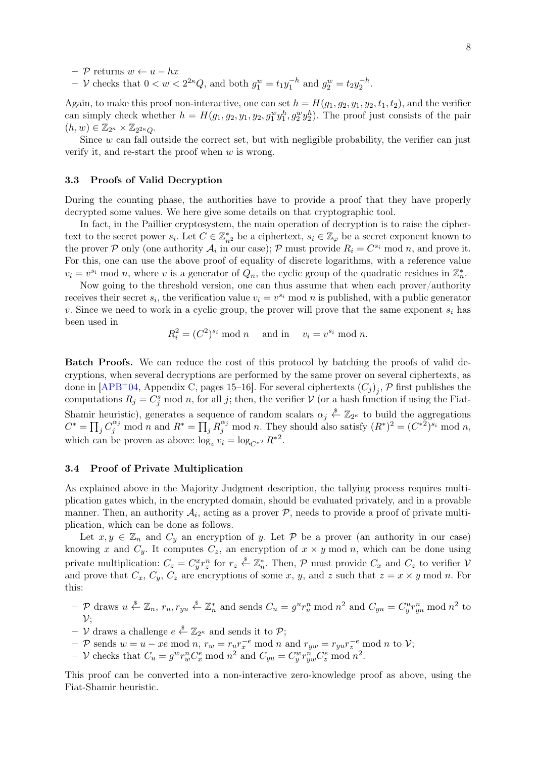- $\mathcal{P}$ returns $w \leftarrow u - hx$
- $\mathcal{V}$ checks that $0 < w < 2^{2\kappa}Q$, and both $g_1^w = t_1 y_1^{-h}$ and $g_2^w = t_2 y_2^{-h}$.

Again, to make this proof non-interactive, one can set $h = H(g_1, g_2, y_1, y_2, t_1, t_2)$, and the verifier can simply check whether $h = H(g_1, g_2, y_1, y_2, g_1^w y_1^h, g_2^w y_2^h)$. The proof just consists of the pair $(h, w) \in \mathbb{Z}_{2^\kappa} \times \mathbb{Z}_{2^{2\kappa}Q}$.

Since $w$ can fall outside the correct set, but with negligible probability, the verifier can just verify it, and re-start the proof when $w$ is wrong.

### 3.3 Proofs of Valid Decryption

During the counting phase, the authorities have to provide a proof that they have properly decrypted some values. We here give some details on that cryptographic tool.

In fact, in the Paillier cryptosystem, the main operation of decryption is to raise the ciphertext to the secret power $s_i$. Let $C \in \mathbb{Z}_{n^2}^*$ be a ciphertext, $s_i \in \mathbb{Z}_\varphi$ be a secret exponent known to the prover $\mathcal{P}$ only (one authority $\mathcal{A}_i$ in our case); $\mathcal{P}$ must provide $R_i = C^{s_i} \bmod n$, and prove it. For this, one can use the above proof of equality of discrete logarithms, with a reference value $v_i = v^{s_i} \bmod n$, where $v$ is a generator of $Q_n$, the cyclic group of the quadratic residues in $\mathbb{Z}_n^*$.

Now going to the threshold version, one can thus assume that when each prover/authority receives their secret $s_i$, the verification value $v_i = v^{s_i} \bmod n$ is published, with a public generator $v$. Since we need to work in a cyclic group, the prover will prove that the same exponent $s_i$ has been used in

$$R_i^2 = (C^2)^{s_i} \bmod n \quad \text{and in} \quad v_i = v^{s_i} \bmod n.$$

**Batch Proofs.** We can reduce the cost of this protocol by batching the proofs of valid decryptions, when several decryptions are performed by the same prover on several ciphertexts, as done in [APB+04, Appendix C, pages 15–16]. For several ciphertexts $(C_j)_j$, $\mathcal{P}$ first publishes the computations $R_j = C_j^s \bmod n$, for all $j$; then, the verifier $\mathcal{V}$ (or a hash function if using the Fiat-Shamir heuristic), generates a sequence of random scalars $\alpha_j \xleftarrow{\$} \mathbb{Z}_{2^\kappa}$ to build the aggregations $C^* = \prod_j C_j^{\alpha_j} \bmod n$ and $R^* = \prod_j R_j^{\alpha_j} \bmod n$. They should also satisfy $(R^*)^2 = (C^{*2})^{s_i} \bmod n$, which can be proven as above: $\log_v v_i = \log_{C^{*2}} R^{*2}$.

### 3.4 Proof of Private Multiplication

As explained above in the Majority Judgment description, the tallying process requires multiplication gates which, in the encrypted domain, should be evaluated privately, and in a provable manner. Then, an authority $\mathcal{A}_i$, acting as a prover $\mathcal{P}$, needs to provide a proof of private multiplication, which can be done as follows.

Let $x, y \in \mathbb{Z}_n$ and $C_y$ an encryption of $y$. Let $\mathcal{P}$ be a prover (an authority in our case) knowing $x$ and $C_y$. It computes $C_z$, an encryption of $x \times y \bmod n$, which can be done using private multiplication: $C_z = C_y^x r_z^n$ for $r_z \xleftarrow{\$} \mathbb{Z}_n^*$. Then, $\mathcal{P}$ must provide $C_x$ and $C_z$ to verifier $\mathcal{V}$ and prove that $C_x$, $C_y$, $C_z$ are encryptions of some $x$, $y$, and $z$ such that $z = x \times y \bmod n$. For this:

- $\mathcal{P}$ draws $u \xleftarrow{\$} \mathbb{Z}_n$, $r_u, r_{yu} \xleftarrow{\$} \mathbb{Z}_n^*$ and sends $C_u = g^u r_u^n \bmod n^2$ and $C_{yu} = C_y^u r_{yu}^n \bmod n^2$ to $\mathcal{V}$;
- $\mathcal{V}$ draws a challenge $e \xleftarrow{\$} \mathbb{Z}_{2^\kappa}$ and sends it to $\mathcal{P}$;
- $\mathcal{P}$ sends $w = u - xe \bmod n$, $r_w = r_u r_x^{-e} \bmod n$ and $r_{yw} = r_{yu} r_z^{-e} \bmod n$ to $\mathcal{V}$;
- $\mathcal{V}$ checks that $C_u = g^w r_w^n C_x^e \bmod n^2$ and $C_{yu} = C_y^w r_{yw}^n C_z^e \bmod n^2$.

This proof can be converted into a non-interactive zero-knowledge proof as above, using the Fiat-Shamir heuristic.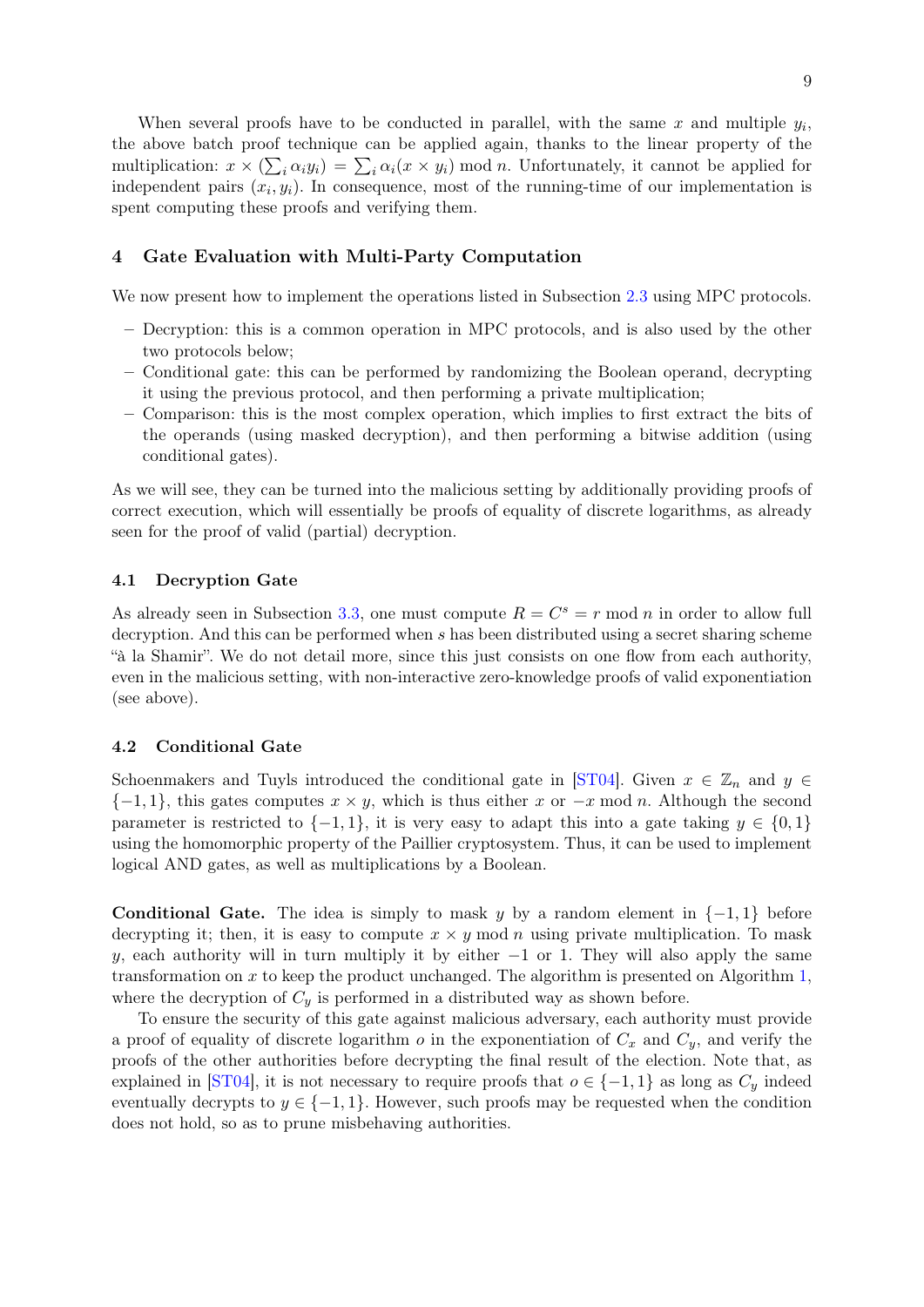When several proofs have to be conducted in parallel, with the same $x$ and multiple $y_i$, the above batch proof technique can be applied again, thanks to the linear property of the multiplication: $x \times (\sum_i \alpha_i y_i) = \sum_i \alpha_i (x \times y_i) \bmod n$. Unfortunately, it cannot be applied for independent pairs $(x_i, y_i)$. In consequence, most of the running-time of our implementation is spent computing these proofs and verifying them.

## 4 Gate Evaluation with Multi-Party Computation

We now present how to implement the operations listed in Subsection 2.3 using MPC protocols.

- Decryption: this is a common operation in MPC protocols, and is also used by the other two protocols below;
- Conditional gate: this can be performed by randomizing the Boolean operand, decrypting it using the previous protocol, and then performing a private multiplication;
- Comparison: this is the most complex operation, which implies to first extract the bits of the operands (using masked decryption), and then performing a bitwise addition (using conditional gates).

As we will see, they can be turned into the malicious setting by additionally providing proofs of correct execution, which will essentially be proofs of equality of discrete logarithms, as already seen for the proof of valid (partial) decryption.

### 4.1 Decryption Gate

As already seen in Subsection 3.3, one must compute $R = C^s = r \bmod n$ in order to allow full decryption. And this can be performed when $s$ has been distributed using a secret sharing scheme "à la Shamir". We do not detail more, since this just consists on one flow from each authority, even in the malicious setting, with non-interactive zero-knowledge proofs of valid exponentiation (see above).

### 4.2 Conditional Gate

Schoenmakers and Tuyls introduced the conditional gate in [ST04]. Given $x \in \mathbb{Z}_n$ and $y \in \{-1, 1\}$, this gates computes $x \times y$, which is thus either $x$ or $-x \bmod n$. Although the second parameter is restricted to $\{-1, 1\}$, it is very easy to adapt this into a gate taking $y \in \{0, 1\}$ using the homomorphic property of the Paillier cryptosystem. Thus, it can be used to implement logical AND gates, as well as multiplications by a Boolean.

**Conditional Gate.** The idea is simply to mask $y$ by a random element in $\{-1, 1\}$ before decrypting it; then, it is easy to compute $x \times y \bmod n$ using private multiplication. To mask $y$, each authority will in turn multiply it by either $-1$ or $1$. They will also apply the same transformation on $x$ to keep the product unchanged. The algorithm is presented on Algorithm 1, where the decryption of $C_y$ is performed in a distributed way as shown before.

To ensure the security of this gate against malicious adversary, each authority must provide a proof of equality of discrete logarithm $o$ in the exponentiation of $C_x$ and $C_y$, and verify the proofs of the other authorities before decrypting the final result of the election. Note that, as explained in [ST04], it is not necessary to require proofs that $o \in \{-1, 1\}$ as long as $C_y$ indeed eventually decrypts to $y \in \{-1, 1\}$. However, such proofs may be requested when the condition does not hold, so as to prune misbehaving authorities.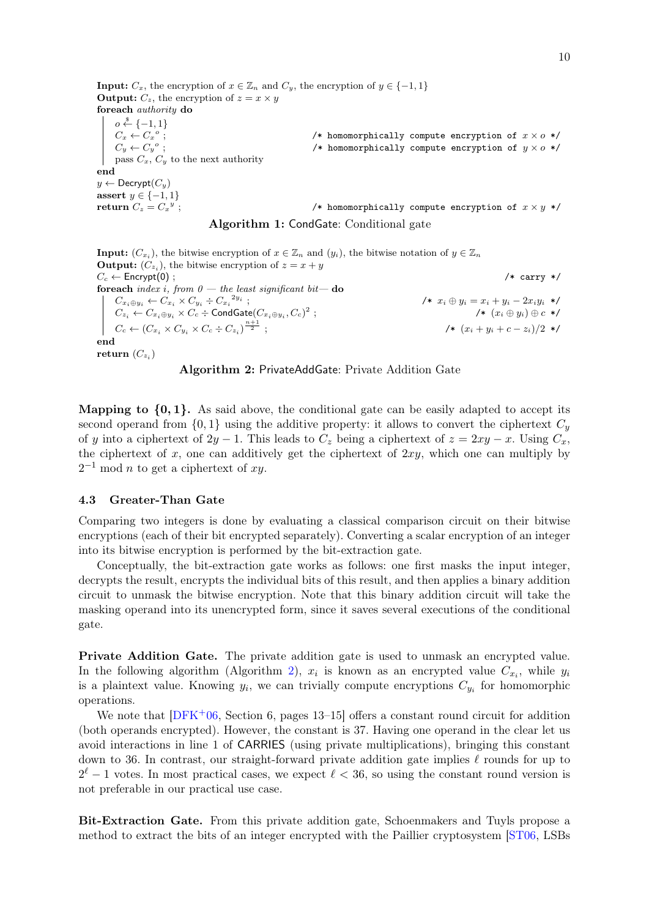```
Input: C_x, the encryption of x ∈ Z_n and C_y, the encryption of y ∈ {−1, 1}
Output: C_z, the encryption of z = x × y
foreach authority do
    o ←$ {−1, 1}
    C_x ← C_x^o ;                          /* homomorphically compute encryption of x × o */
    C_y ← C_y^o ;                          /* homomorphically compute encryption of y × o */
    pass C_x, C_y to the next authority
end
y ← Decrypt(C_y)
assert y ∈ {−1, 1}
return C_z = C_x^y ;                       /* homomorphically compute encryption of x × y */
```

**Algorithm 1:** CondGate: Conditional gate

```
Input: (C_{x_i}), the bitwise encryption of x ∈ Z_n and (y_i), the bitwise notation of y ∈ Z_n
Output: (C_{z_i}), the bitwise encryption of z = x + y
C_c ← Encrypt(0) ;                                                        /* carry */
foreach index i, from 0 — the least significant bit— do
    C_{x_i⊕y_i} ← C_{x_i} × C_{y_i} ÷ C_{x_i}^{2y_i} ;             /* x_i ⊕ y_i = x_i + y_i − 2x_i y_i */
    C_{z_i} ← C_{x_i⊕y_i} × C_c ÷ CondGate(C_{x_i⊕y_i}, C_c)^2 ;   /* (x_i ⊕ y_i) ⊕ c */
    C_c ← (C_{x_i} × C_{y_i} × C_c ÷ C_{z_i})^{(n+1)/2} ;          /* (x_i + y_i + c − z_i)/2 */
end
return (C_{z_i})
```

**Algorithm 2:** PrivateAddGate: Private Addition Gate

**Mapping to {0, 1}.** As said above, the conditional gate can be easily adapted to accept its second operand from $\{0, 1\}$ using the additive property: it allows to convert the ciphertext $C_y$ of $y$ into a ciphertext of $2y - 1$. This leads to $C_z$ being a ciphertext of $z = 2xy - x$. Using $C_x$, the ciphertext of $x$, one can additively get the ciphertext of $2xy$, which one can multiply by $2^{-1} \bmod n$ to get a ciphertext of $xy$.

### 4.3 Greater-Than Gate

Comparing two integers is done by evaluating a classical comparison circuit on their bitwise encryptions (each of their bit encrypted separately). Converting a scalar encryption of an integer into its bitwise encryption is performed by the bit-extraction gate.

Conceptually, the bit-extraction gate works as follows: one first masks the input integer, decrypts the result, encrypts the individual bits of this result, and then applies a binary addition circuit to unmask the bitwise encryption. Note that this binary addition circuit will take the masking operand into its unencrypted form, since it saves several executions of the conditional gate.

**Private Addition Gate.** The private addition gate is used to unmask an encrypted value. In the following algorithm (Algorithm 2), $x_i$ is known as an encrypted value $C_{x_i}$, while $y_i$ is a plaintext value. Knowing $y_i$, we can trivially compute encryptions $C_{y_i}$ for homomorphic operations.

We note that [DFK+06, Section 6, pages 13–15] offers a constant round circuit for addition (both operands encrypted). However, the constant is 37. Having one operand in the clear let us avoid interactions in line 1 of CARRIES (using private multiplications), bringing this constant down to 36. In contrast, our straight-forward private addition gate implies $\ell$ rounds for up to $2^\ell - 1$ votes. In most practical cases, we expect $\ell < 36$, so using the constant round version is not preferable in our practical use case.

**Bit-Extraction Gate.** From this private addition gate, Schoenmakers and Tuyls propose a method to extract the bits of an integer encrypted with the Paillier cryptosystem [ST06, LSBs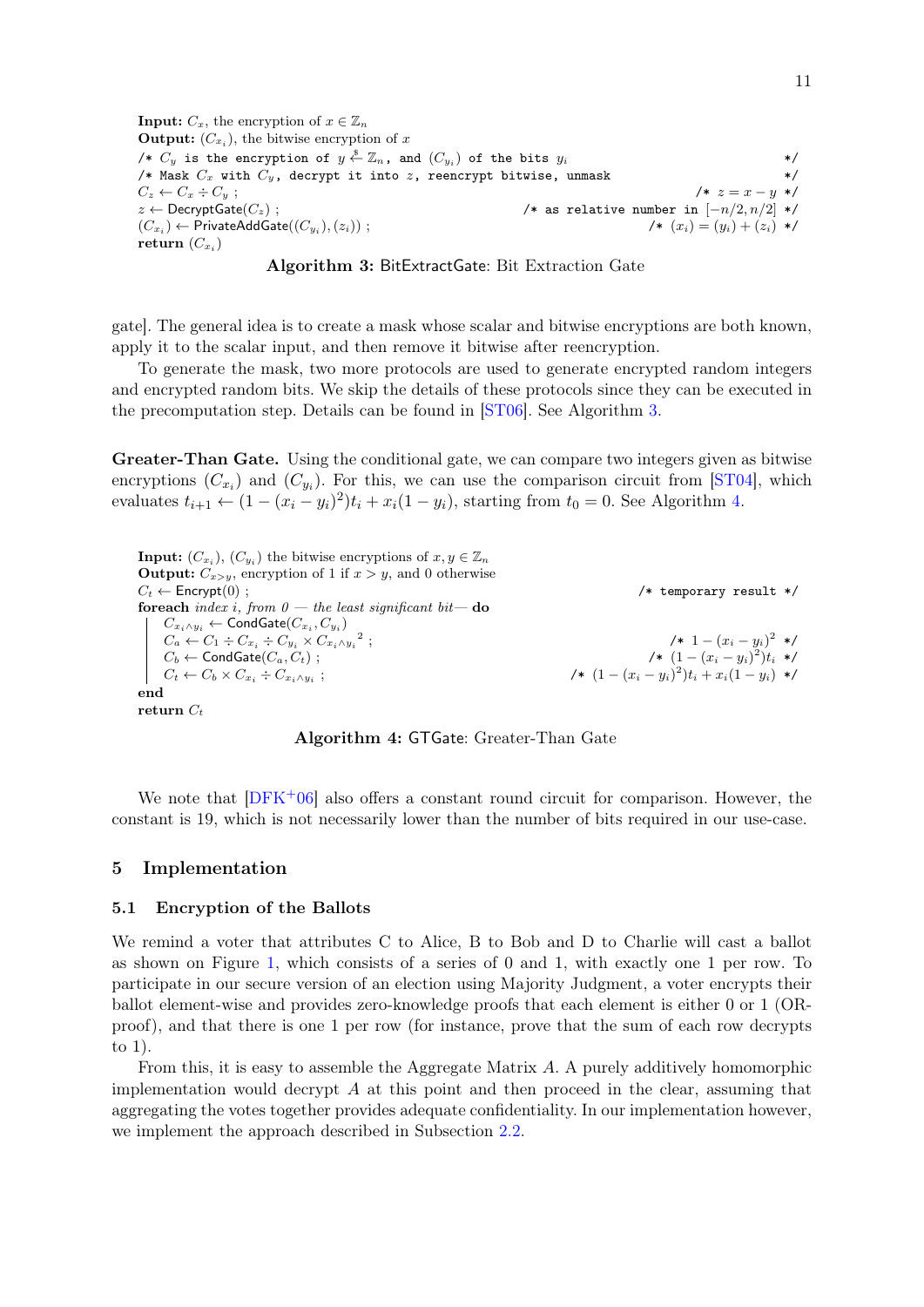```
Input: C_x, the encryption of x ∈ Z_n
Output: (C_{x_i}), the bitwise encryption of x
/* C_y is the encryption of y ←$ Z_n, and (C_{y_i}) of the bits y_i                */
/* Mask C_x with C_y, decrypt it into z, reencrypt bitwise, unmask                 */
C_z ← C_x ÷ C_y ;                                                      /* z = x − y */
z ← DecryptGate(C_z) ;                          /* as relative number in [−n/2, n/2] */
(C_{x_i}) ← PrivateAddGate((C_{y_i}), (z_i)) ;                   /* (x_i) = (y_i) + (z_i) */
return (C_{x_i})
```

**Algorithm 3:** BitExtractGate: Bit Extraction Gate

gate]. The general idea is to create a mask whose scalar and bitwise encryptions are both known, apply it to the scalar input, and then remove it bitwise after reencryption.

To generate the mask, two more protocols are used to generate encrypted random integers and encrypted random bits. We skip the details of these protocols since they can be executed in the precomputation step. Details can be found in [ST06]. See Algorithm 3.

**Greater-Than Gate.** Using the conditional gate, we can compare two integers given as bitwise encryptions $(C_{x_i})$ and $(C_{y_i})$. For this, we can use the comparison circuit from [ST04], which evaluates $t_{i+1} \leftarrow (1-(x_i-y_i)^2)t_i + x_i(1-y_i)$, starting from $t_0 = 0$. See Algorithm 4.

```
Input: (C_{x_i}), (C_{y_i}) the bitwise encryptions of x, y ∈ Z_n
Output: C_{x>y}, encryption of 1 if x > y, and 0 otherwise
C_t ← Encrypt(0) ;                                                /* temporary result */
foreach index i, from 0 — the least significant bit— do
    C_{x_i∧y_i} ← CondGate(C_{x_i}, C_{y_i})
    C_a ← C_1 ÷ C_{x_i} ÷ C_{y_i} × C_{x_i∧y_i}^2 ;                    /* 1 − (x_i − y_i)^2 */
    C_b ← CondGate(C_a, C_t) ;                                  /* (1 − (x_i − y_i)^2)t_i */
    C_t ← C_b × C_{x_i} ÷ C_{x_i∧y_i} ;                /* (1 − (x_i − y_i)^2)t_i + x_i(1 − y_i) */
end
return C_t
```

**Algorithm 4:** GTGate: Greater-Than Gate

We note that [DFK+06] also offers a constant round circuit for comparison. However, the constant is 19, which is not necessarily lower than the number of bits required in our use-case.

## 5 Implementation

### 5.1 Encryption of the Ballots

We remind a voter that attributes C to Alice, B to Bob and D to Charlie will cast a ballot as shown on Figure 1, which consists of a series of 0 and 1, with exactly one 1 per row. To participate in our secure version of an election using Majority Judgment, a voter encrypts their ballot element-wise and provides zero-knowledge proofs that each element is either 0 or 1 (OR-proof), and that there is one 1 per row (for instance, prove that the sum of each row decrypts to 1).

From this, it is easy to assemble the Aggregate Matrix $A$. A purely additively homomorphic implementation would decrypt $A$ at this point and then proceed in the clear, assuming that aggregating the votes together provides adequate confidentiality. In our implementation however, we implement the approach described in Subsection 2.2.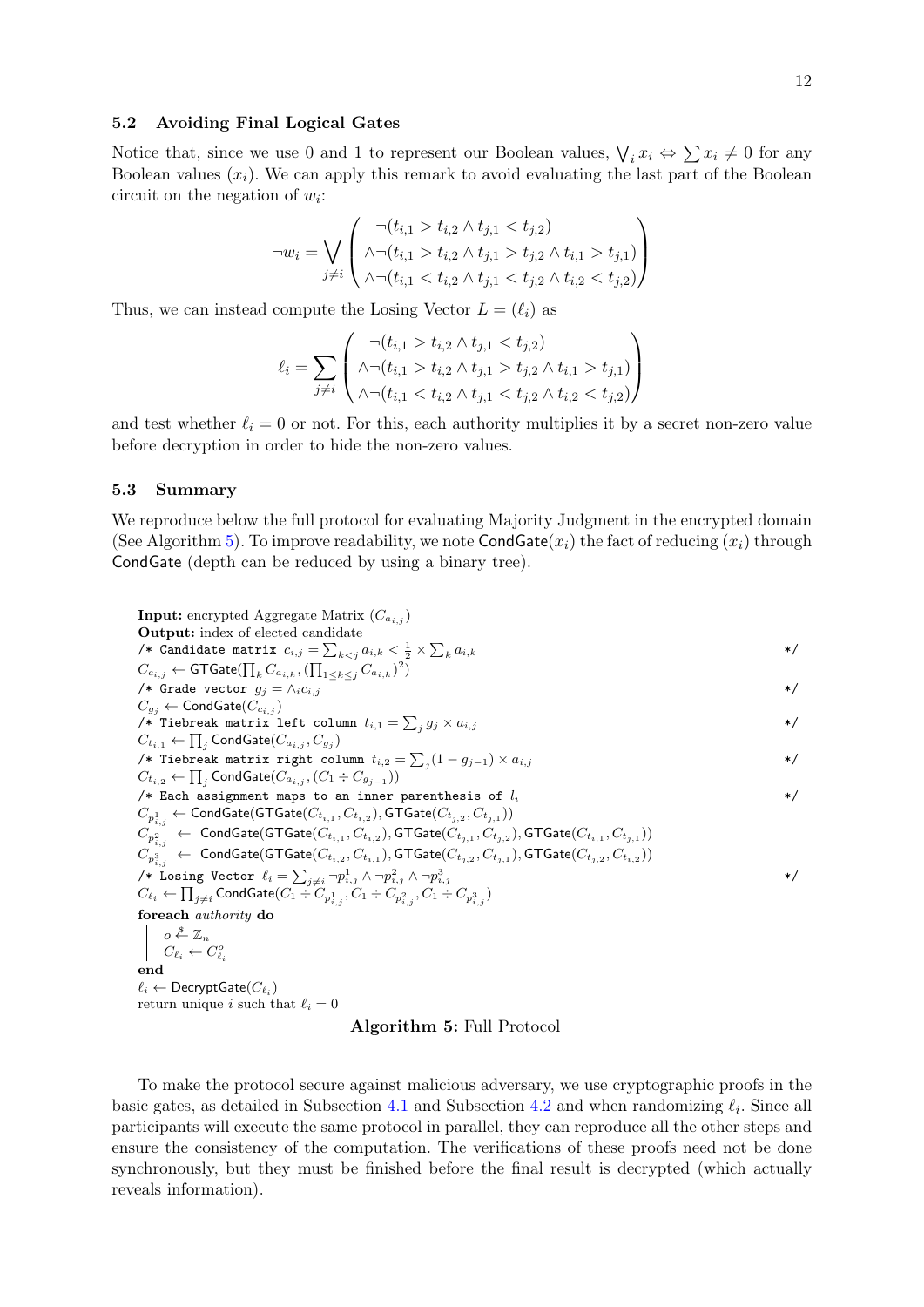### 5.2 Avoiding Final Logical Gates

Notice that, since we use 0 and 1 to represent our Boolean values, $\bigvee_i x_i \Leftrightarrow \sum x_i \neq 0$ for any Boolean values $(x_i)$. We can apply this remark to avoid evaluating the last part of the Boolean circuit on the negation of $w_i$:

$$\neg w_i = \bigvee_{j \neq i} \begin{pmatrix} \neg(t_{i,1} > t_{i,2} \wedge t_{j,1} < t_{j,2}) \\ \wedge \neg(t_{i,1} > t_{i,2} \wedge t_{j,1} > t_{j,2} \wedge t_{i,1} > t_{j,1}) \\ \wedge \neg(t_{i,1} < t_{i,2} \wedge t_{j,1} < t_{j,2} \wedge t_{i,2} < t_{j,2}) \end{pmatrix}$$

Thus, we can instead compute the Losing Vector $L = (\ell_i)$ as

$$\ell_i = \sum_{j \neq i} \begin{pmatrix} \neg(t_{i,1} > t_{i,2} \wedge t_{j,1} < t_{j,2}) \\ \wedge \neg(t_{i,1} > t_{i,2} \wedge t_{j,1} > t_{j,2} \wedge t_{i,1} > t_{j,1}) \\ \wedge \neg(t_{i,1} < t_{i,2} \wedge t_{j,1} < t_{j,2} \wedge t_{i,2} < t_{j,2}) \end{pmatrix}$$

and test whether $\ell_i = 0$ or not. For this, each authority multiplies it by a secret non-zero value before decryption in order to hide the non-zero values.

### 5.3 Summary

We reproduce below the full protocol for evaluating Majority Judgment in the encrypted domain (See Algorithm 5). To improve readability, we note $\mathsf{CondGate}(x_i)$ the fact of reducing $(x_i)$ through CondGate (depth can be reduced by using a binary tree).

**Input:** encrypted Aggregate Matrix $(C_{a_{i,j}})$
**Output:** index of elected candidate

```
/* Candidate matrix c_{i,j} = Σ_{k<j} a_{i,k} < 1/2 × Σ_k a_{i,k}                    */
C_{c_{i,j}} ← GTGate(∏_k C_{a_{i,k}}, (∏_{1≤k≤j} C_{a_{i,k}})^2)
/* Grade vector g_j = ∧_i c_{i,j}                                                      */
C_{g_j} ← CondGate(C_{c_{i,j}})
/* Tiebreak matrix left column t_{i,1} = Σ_j g_j × a_{i,j}                             */
C_{t_{i,1}} ← ∏_j CondGate(C_{a_{i,j}}, C_{g_j})
/* Tiebreak matrix right column t_{i,2} = Σ_j (1 − g_{j−1}) × a_{i,j}                  */
C_{t_{i,2}} ← ∏_j CondGate(C_{a_{i,j}}, (C_1 ÷ C_{g_{j−1}}))
/* Each assignment maps to an inner parenthesis of l_i                                 */
C_{p^1_{i,j}} ← CondGate(GTGate(C_{t_{i,1}}, C_{t_{i,2}}), GTGate(C_{t_{j,2}}, C_{t_{j,1}}))
C_{p^2_{i,j}} ← CondGate(GTGate(C_{t_{i,1}}, C_{t_{i,2}}), GTGate(C_{t_{j,1}}, C_{t_{j,2}}), GTGate(C_{t_{i,1}}, C_{t_{j,1}}))
C_{p^3_{i,j}} ← CondGate(GTGate(C_{t_{i,2}}, C_{t_{i,1}}), GTGate(C_{t_{j,2}}, C_{t_{j,1}}), GTGate(C_{t_{j,2}}, C_{t_{i,2}}))
/* Losing Vector ℓ_i = Σ_{j≠i} ¬p^1_{i,j} ∧ ¬p^2_{i,j} ∧ ¬p^3_{i,j}                      */
C_{ℓ_i} ← ∏_{j≠i} CondGate(C_1 ÷ C_{p^1_{i,j}}, C_1 ÷ C_{p^2_{i,j}}, C_1 ÷ C_{p^3_{i,j}})
foreach authority do
    o ←$ Z_n
    C_{ℓ_i} ← C_{ℓ_i}^o
end
ℓ_i ← DecryptGate(C_{ℓ_i})
return unique i such that ℓ_i = 0
```

**Algorithm 5:** Full Protocol

To make the protocol secure against malicious adversary, we use cryptographic proofs in the basic gates, as detailed in Subsection 4.1 and Subsection 4.2 and when randomizing $\ell_i$. Since all participants will execute the same protocol in parallel, they can reproduce all the other steps and ensure the consistency of the computation. The verifications of these proofs need not be done synchronously, but they must be finished before the final result is decrypted (which actually reveals information).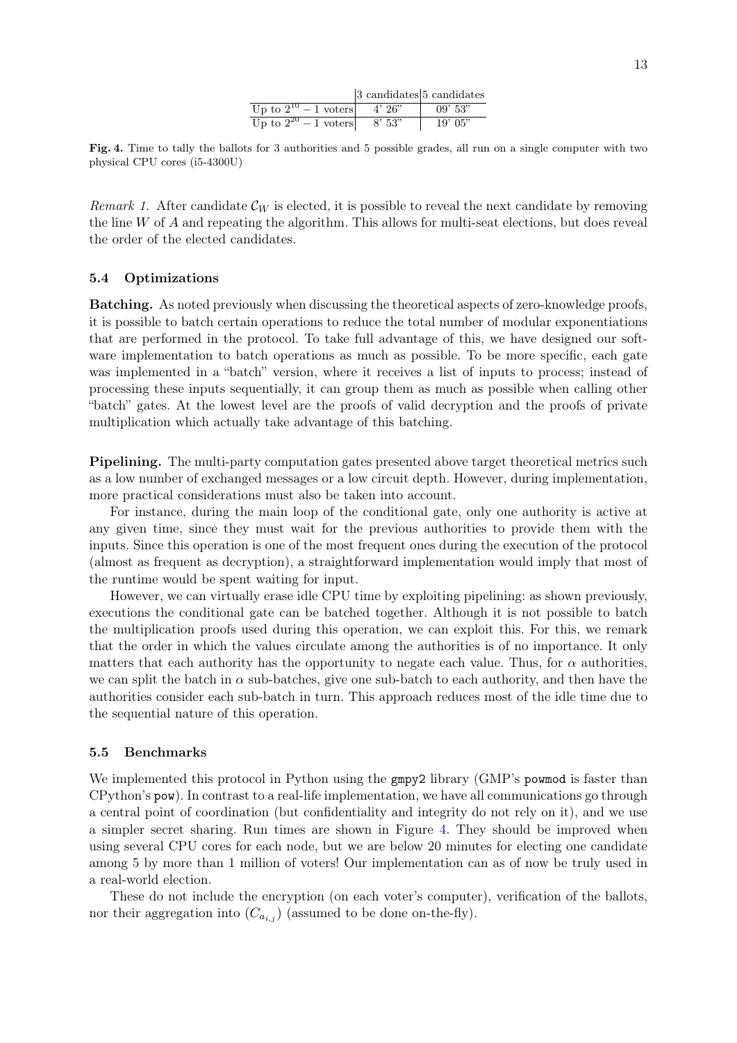| | 3 candidates | 5 candidates |
|---|---|---|
| Up to $2^{10}-1$ voters | 4' 26" | 09' 53" |
| Up to $2^{20}-1$ voters | 8' 53" | 19' 05" |

**Fig. 4.** Time to tally the ballots for 3 authorities and 5 possible grades, all run on a single computer with two physical CPU cores (i5-4300U)

*Remark 1.* After candidate $\mathcal{C}_W$ is elected, it is possible to reveal the next candidate by removing the line $W$ of $A$ and repeating the algorithm. This allows for multi-seat elections, but does reveal the order of the elected candidates.

### 5.4 Optimizations

**Batching.** As noted previously when discussing the theoretical aspects of zero-knowledge proofs, it is possible to batch certain operations to reduce the total number of modular exponentiations that are performed in the protocol. To take full advantage of this, we have designed our software implementation to batch operations as much as possible. To be more specific, each gate was implemented in a "batch" version, where it receives a list of inputs to process; instead of processing these inputs sequentially, it can group them as much as possible when calling other "batch" gates. At the lowest level are the proofs of valid decryption and the proofs of private multiplication which actually take advantage of this batching.

**Pipelining.** The multi-party computation gates presented above target theoretical metrics such as a low number of exchanged messages or a low circuit depth. However, during implementation, more practical considerations must also be taken into account.

For instance, during the main loop of the conditional gate, only one authority is active at any given time, since they must wait for the previous authorities to provide them with the inputs. Since this operation is one of the most frequent ones during the execution of the protocol (almost as frequent as decryption), a straightforward implementation would imply that most of the runtime would be spent waiting for input.

However, we can virtually erase idle CPU time by exploiting pipelining: as shown previously, executions the conditional gate can be batched together. Although it is not possible to batch the multiplication proofs used during this operation, we can exploit this. For this, we remark that the order in which the values circulate among the authorities is of no importance. It only matters that each authority has the opportunity to negate each value. Thus, for $\alpha$ authorities, we can split the batch in $\alpha$ sub-batches, give one sub-batch to each authority, and then have the authorities consider each sub-batch in turn. This approach reduces most of the idle time due to the sequential nature of this operation.

### 5.5 Benchmarks

We implemented this protocol in Python using the `gmpy2` library (GMP's `powmod` is faster than CPython's `pow`). In contrast to a real-life implementation, we have all communications go through a central point of coordination (but confidentiality and integrity do not rely on it), and we use a simpler secret sharing. Run times are shown in Figure 4. They should be improved when using several CPU cores for each node, but we are below 20 minutes for electing one candidate among 5 by more than 1 million of voters! Our implementation can as of now be truly used in a real-world election.

These do not include the encryption (on each voter's computer), verification of the ballots, nor their aggregation into $(C_{a_{i,j}})$ (assumed to be done on-the-fly).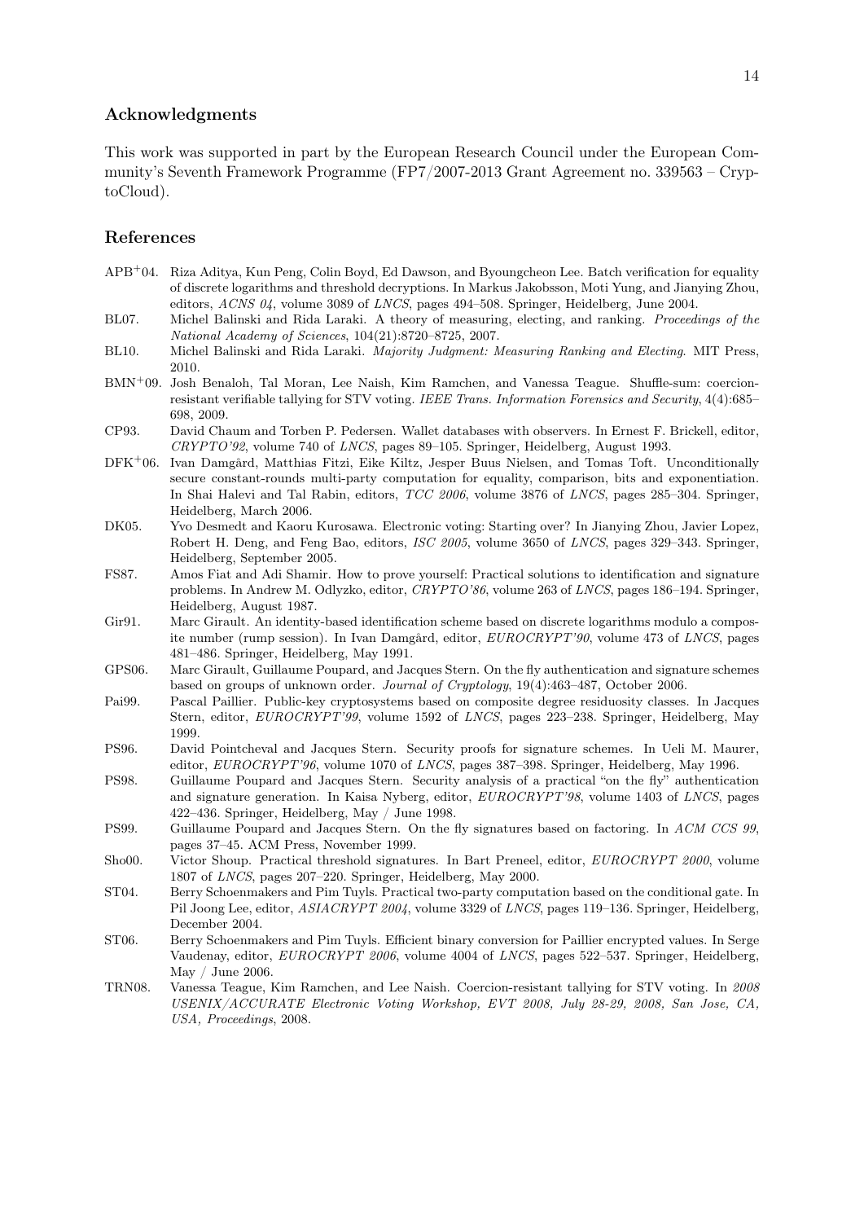## Acknowledgments

This work was supported in part by the European Research Council under the European Community's Seventh Framework Programme (FP7/2007-2013 Grant Agreement no. 339563 – CryptoCloud).

## References

APB[+]04. Riza Aditya, Kun Peng, Colin Boyd, Ed Dawson, and Byoungcheon Lee. Batch verification for equality of discrete logarithms and threshold decryptions. In Markus Jakobsson, Moti Yung, and Jianying Zhou, editors, *ACNS 04*, volume 3089 of *LNCS*, pages 494–508. Springer, Heidelberg, June 2004.

BL07. Michel Balinski and Rida Laraki. A theory of measuring, electing, and ranking. *Proceedings of the National Academy of Sciences*, 104(21):8720–8725, 2007.

BL10. Michel Balinski and Rida Laraki. *Majority Judgment: Measuring Ranking and Electing*. MIT Press, 2010.

BMN[+]09. Josh Benaloh, Tal Moran, Lee Naish, Kim Ramchen, and Vanessa Teague. Shuffle-sum: coercion-resistant verifiable tallying for STV voting. *IEEE Trans. Information Forensics and Security*, 4(4):685–698, 2009.

CP93. David Chaum and Torben P. Pedersen. Wallet databases with observers. In Ernest F. Brickell, editor, *CRYPTO'92*, volume 740 of *LNCS*, pages 89–105. Springer, Heidelberg, August 1993.

DFK[+]06. Ivan Damgård, Matthias Fitzi, Eike Kiltz, Jesper Buus Nielsen, and Tomas Toft. Unconditionally secure constant-rounds multi-party computation for equality, comparison, bits and exponentiation. In Shai Halevi and Tal Rabin, editors, *TCC 2006*, volume 3876 of *LNCS*, pages 285–304. Springer, Heidelberg, March 2006.

DK05. Yvo Desmedt and Kaoru Kurosawa. Electronic voting: Starting over? In Jianying Zhou, Javier Lopez, Robert H. Deng, and Feng Bao, editors, *ISC 2005*, volume 3650 of *LNCS*, pages 329–343. Springer, Heidelberg, September 2005.

FS87. Amos Fiat and Adi Shamir. How to prove yourself: Practical solutions to identification and signature problems. In Andrew M. Odlyzko, editor, *CRYPTO'86*, volume 263 of *LNCS*, pages 186–194. Springer, Heidelberg, August 1987.

Gir91. Marc Girault. An identity-based identification scheme based on discrete logarithms modulo a composite number (rump session). In Ivan Damgård, editor, *EUROCRYPT'90*, volume 473 of *LNCS*, pages 481–486. Springer, Heidelberg, May 1991.

GPS06. Marc Girault, Guillaume Poupard, and Jacques Stern. On the fly authentication and signature schemes based on groups of unknown order. *Journal of Cryptology*, 19(4):463–487, October 2006.

Pai99. Pascal Paillier. Public-key cryptosystems based on composite degree residuosity classes. In Jacques Stern, editor, *EUROCRYPT'99*, volume 1592 of *LNCS*, pages 223–238. Springer, Heidelberg, May 1999.

PS96. David Pointcheval and Jacques Stern. Security proofs for signature schemes. In Ueli M. Maurer, editor, *EUROCRYPT'96*, volume 1070 of *LNCS*, pages 387–398. Springer, Heidelberg, May 1996.

PS98. Guillaume Poupard and Jacques Stern. Security analysis of a practical "on the fly" authentication and signature generation. In Kaisa Nyberg, editor, *EUROCRYPT'98*, volume 1403 of *LNCS*, pages 422–436. Springer, Heidelberg, May / June 1998.

PS99. Guillaume Poupard and Jacques Stern. On the fly signatures based on factoring. In *ACM CCS 99*, pages 37–45. ACM Press, November 1999.

Sho00. Victor Shoup. Practical threshold signatures. In Bart Preneel, editor, *EUROCRYPT 2000*, volume 1807 of *LNCS*, pages 207–220. Springer, Heidelberg, May 2000.

ST04. Berry Schoenmakers and Pim Tuyls. Practical two-party computation based on the conditional gate. In Pil Joong Lee, editor, *ASIACRYPT 2004*, volume 3329 of *LNCS*, pages 119–136. Springer, Heidelberg, December 2004.

ST06. Berry Schoenmakers and Pim Tuyls. Efficient binary conversion for Paillier encrypted values. In Serge Vaudenay, editor, *EUROCRYPT 2006*, volume 4004 of *LNCS*, pages 522–537. Springer, Heidelberg, May / June 2006.

TRN08. Vanessa Teague, Kim Ramchen, and Lee Naish. Coercion-resistant tallying for STV voting. In *2008 USENIX/ACCURATE Electronic Voting Workshop, EVT 2008, July 28-29, 2008, San Jose, CA, USA, Proceedings*, 2008.